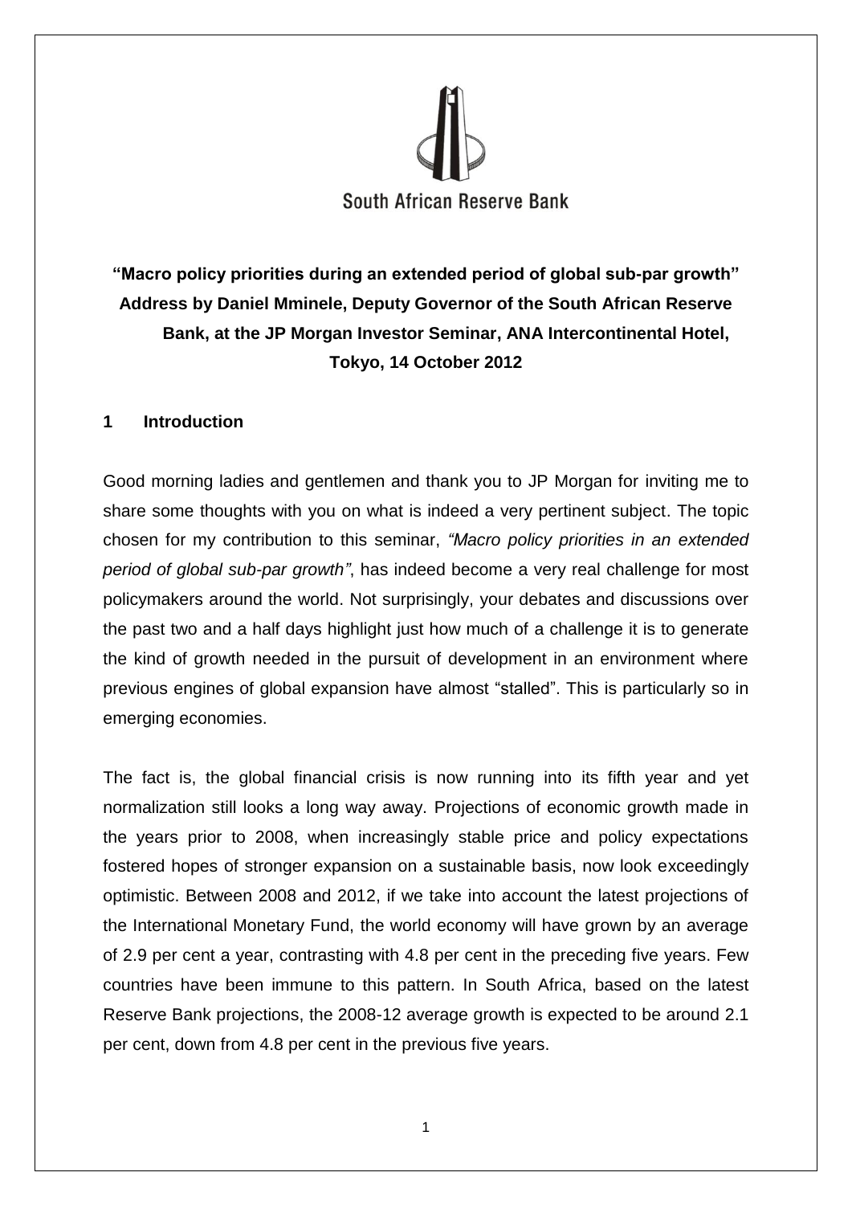South African Reserve Bank

**"Macro policy priorities during an extended period of global sub-par growth"**
**Address by Daniel Mminele, Deputy Governor of the South African Reserve Bank, at the JP Morgan Investor Seminar, ANA Intercontinental Hotel, Tokyo, 14 October 2012**

## 1 Introduction

Good morning ladies and gentlemen and thank you to JP Morgan for inviting me to share some thoughts with you on what is indeed a very pertinent subject. The topic chosen for my contribution to this seminar, *"Macro policy priorities in an extended period of global sub-par growth"*, has indeed become a very real challenge for most policymakers around the world. Not surprisingly, your debates and discussions over the past two and a half days highlight just how much of a challenge it is to generate the kind of growth needed in the pursuit of development in an environment where previous engines of global expansion have almost "stalled". This is particularly so in emerging economies.

The fact is, the global financial crisis is now running into its fifth year and yet normalization still looks a long way away. Projections of economic growth made in the years prior to 2008, when increasingly stable price and policy expectations fostered hopes of stronger expansion on a sustainable basis, now look exceedingly optimistic. Between 2008 and 2012, if we take into account the latest projections of the International Monetary Fund, the world economy will have grown by an average of 2.9 per cent a year, contrasting with 4.8 per cent in the preceding five years. Few countries have been immune to this pattern. In South Africa, based on the latest Reserve Bank projections, the 2008-12 average growth is expected to be around 2.1 per cent, down from 4.8 per cent in the previous five years.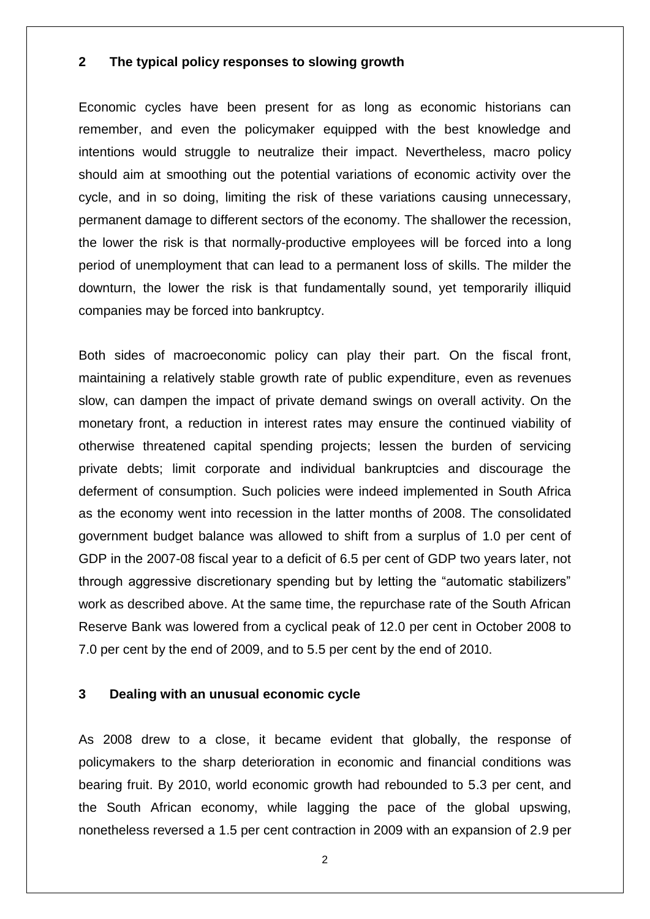## 2 The typical policy responses to slowing growth

Economic cycles have been present for as long as economic historians can remember, and even the policymaker equipped with the best knowledge and intentions would struggle to neutralize their impact. Nevertheless, macro policy should aim at smoothing out the potential variations of economic activity over the cycle, and in so doing, limiting the risk of these variations causing unnecessary, permanent damage to different sectors of the economy. The shallower the recession, the lower the risk is that normally-productive employees will be forced into a long period of unemployment that can lead to a permanent loss of skills. The milder the downturn, the lower the risk is that fundamentally sound, yet temporarily illiquid companies may be forced into bankruptcy.

Both sides of macroeconomic policy can play their part. On the fiscal front, maintaining a relatively stable growth rate of public expenditure, even as revenues slow, can dampen the impact of private demand swings on overall activity. On the monetary front, a reduction in interest rates may ensure the continued viability of otherwise threatened capital spending projects; lessen the burden of servicing private debts; limit corporate and individual bankruptcies and discourage the deferment of consumption. Such policies were indeed implemented in South Africa as the economy went into recession in the latter months of 2008. The consolidated government budget balance was allowed to shift from a surplus of 1.0 per cent of GDP in the 2007-08 fiscal year to a deficit of 6.5 per cent of GDP two years later, not through aggressive discretionary spending but by letting the "automatic stabilizers" work as described above. At the same time, the repurchase rate of the South African Reserve Bank was lowered from a cyclical peak of 12.0 per cent in October 2008 to 7.0 per cent by the end of 2009, and to 5.5 per cent by the end of 2010.

## 3 Dealing with an unusual economic cycle

As 2008 drew to a close, it became evident that globally, the response of policymakers to the sharp deterioration in economic and financial conditions was bearing fruit. By 2010, world economic growth had rebounded to 5.3 per cent, and the South African economy, while lagging the pace of the global upswing, nonetheless reversed a 1.5 per cent contraction in 2009 with an expansion of 2.9 per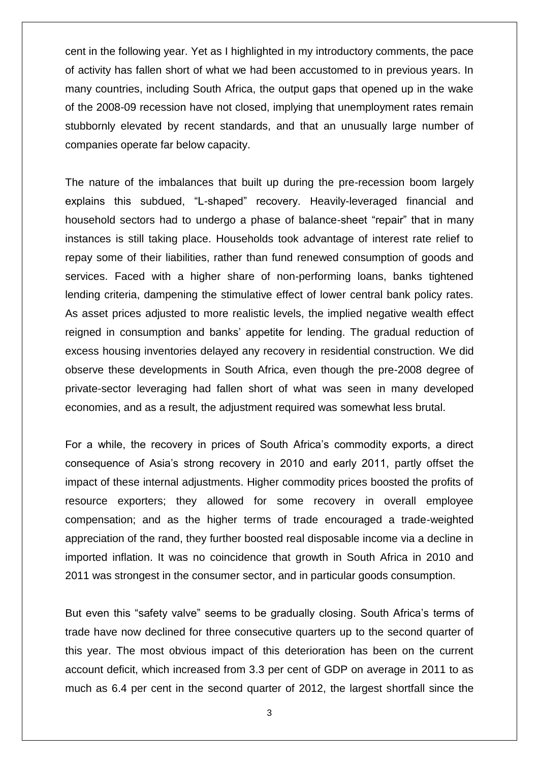cent in the following year. Yet as I highlighted in my introductory comments, the pace of activity has fallen short of what we had been accustomed to in previous years. In many countries, including South Africa, the output gaps that opened up in the wake of the 2008-09 recession have not closed, implying that unemployment rates remain stubbornly elevated by recent standards, and that an unusually large number of companies operate far below capacity.

The nature of the imbalances that built up during the pre-recession boom largely explains this subdued, "L-shaped" recovery. Heavily-leveraged financial and household sectors had to undergo a phase of balance-sheet "repair" that in many instances is still taking place. Households took advantage of interest rate relief to repay some of their liabilities, rather than fund renewed consumption of goods and services. Faced with a higher share of non-performing loans, banks tightened lending criteria, dampening the stimulative effect of lower central bank policy rates. As asset prices adjusted to more realistic levels, the implied negative wealth effect reigned in consumption and banks' appetite for lending. The gradual reduction of excess housing inventories delayed any recovery in residential construction. We did observe these developments in South Africa, even though the pre-2008 degree of private-sector leveraging had fallen short of what was seen in many developed economies, and as a result, the adjustment required was somewhat less brutal.

For a while, the recovery in prices of South Africa's commodity exports, a direct consequence of Asia's strong recovery in 2010 and early 2011, partly offset the impact of these internal adjustments. Higher commodity prices boosted the profits of resource exporters; they allowed for some recovery in overall employee compensation; and as the higher terms of trade encouraged a trade-weighted appreciation of the rand, they further boosted real disposable income via a decline in imported inflation. It was no coincidence that growth in South Africa in 2010 and 2011 was strongest in the consumer sector, and in particular goods consumption.

But even this "safety valve" seems to be gradually closing. South Africa's terms of trade have now declined for three consecutive quarters up to the second quarter of this year. The most obvious impact of this deterioration has been on the current account deficit, which increased from 3.3 per cent of GDP on average in 2011 to as much as 6.4 per cent in the second quarter of 2012, the largest shortfall since the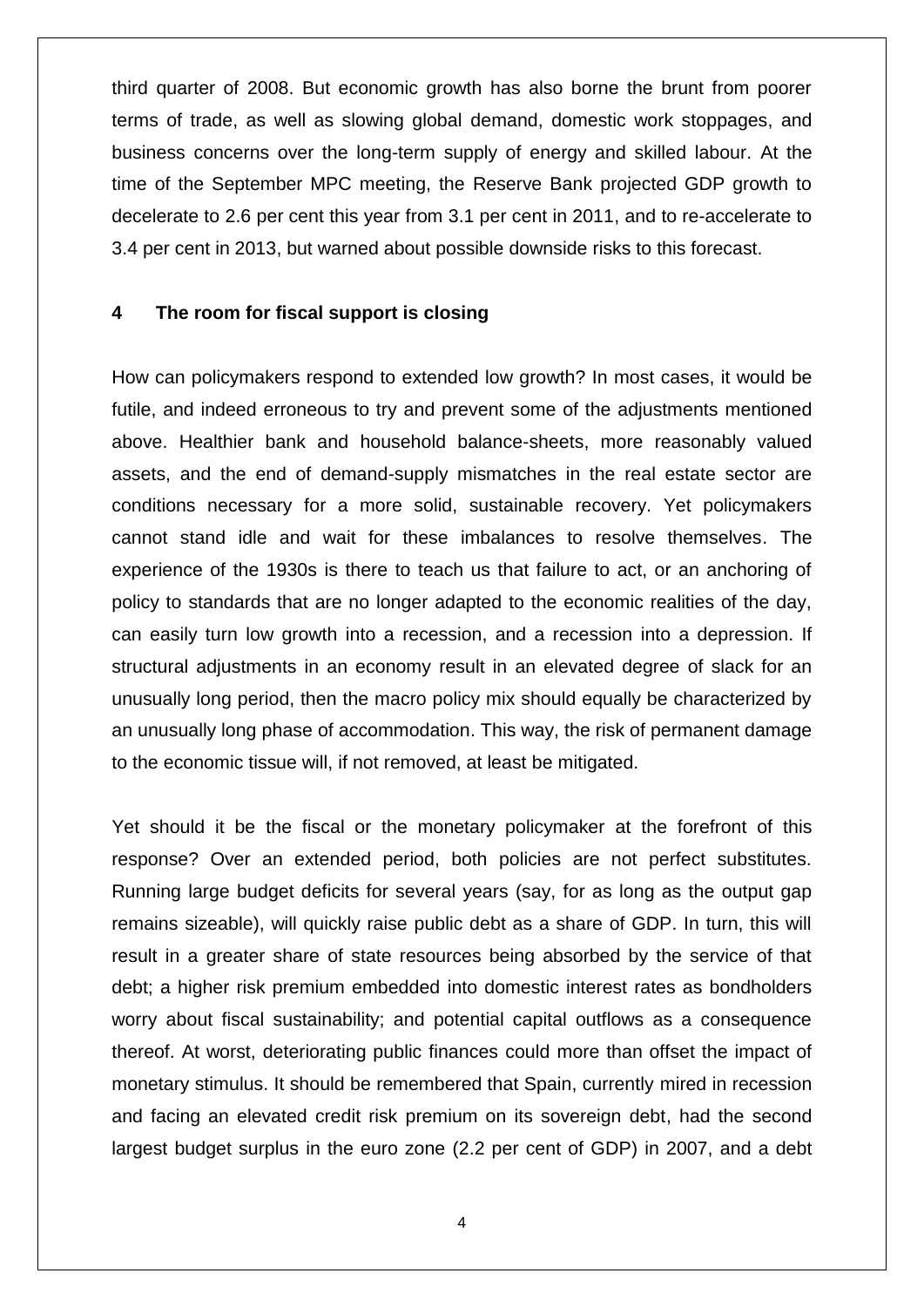third quarter of 2008. But economic growth has also borne the brunt from poorer terms of trade, as well as slowing global demand, domestic work stoppages, and business concerns over the long-term supply of energy and skilled labour. At the time of the September MPC meeting, the Reserve Bank projected GDP growth to decelerate to 2.6 per cent this year from 3.1 per cent in 2011, and to re-accelerate to 3.4 per cent in 2013, but warned about possible downside risks to this forecast.

## 4 The room for fiscal support is closing

How can policymakers respond to extended low growth? In most cases, it would be futile, and indeed erroneous to try and prevent some of the adjustments mentioned above. Healthier bank and household balance-sheets, more reasonably valued assets, and the end of demand-supply mismatches in the real estate sector are conditions necessary for a more solid, sustainable recovery. Yet policymakers cannot stand idle and wait for these imbalances to resolve themselves. The experience of the 1930s is there to teach us that failure to act, or an anchoring of policy to standards that are no longer adapted to the economic realities of the day, can easily turn low growth into a recession, and a recession into a depression. If structural adjustments in an economy result in an elevated degree of slack for an unusually long period, then the macro policy mix should equally be characterized by an unusually long phase of accommodation. This way, the risk of permanent damage to the economic tissue will, if not removed, at least be mitigated.

Yet should it be the fiscal or the monetary policymaker at the forefront of this response? Over an extended period, both policies are not perfect substitutes. Running large budget deficits for several years (say, for as long as the output gap remains sizeable), will quickly raise public debt as a share of GDP. In turn, this will result in a greater share of state resources being absorbed by the service of that debt; a higher risk premium embedded into domestic interest rates as bondholders worry about fiscal sustainability; and potential capital outflows as a consequence thereof. At worst, deteriorating public finances could more than offset the impact of monetary stimulus. It should be remembered that Spain, currently mired in recession and facing an elevated credit risk premium on its sovereign debt, had the second largest budget surplus in the euro zone (2.2 per cent of GDP) in 2007, and a debt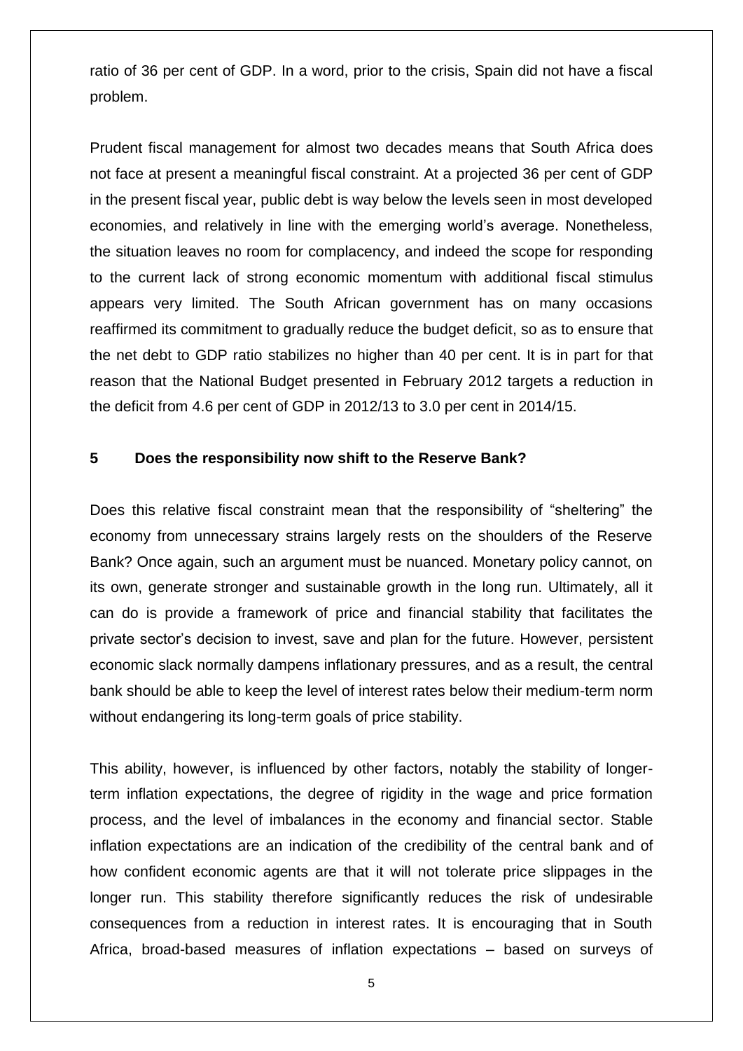ratio of 36 per cent of GDP. In a word, prior to the crisis, Spain did not have a fiscal problem.

Prudent fiscal management for almost two decades means that South Africa does not face at present a meaningful fiscal constraint. At a projected 36 per cent of GDP in the present fiscal year, public debt is way below the levels seen in most developed economies, and relatively in line with the emerging world's average. Nonetheless, the situation leaves no room for complacency, and indeed the scope for responding to the current lack of strong economic momentum with additional fiscal stimulus appears very limited. The South African government has on many occasions reaffirmed its commitment to gradually reduce the budget deficit, so as to ensure that the net debt to GDP ratio stabilizes no higher than 40 per cent. It is in part for that reason that the National Budget presented in February 2012 targets a reduction in the deficit from 4.6 per cent of GDP in 2012/13 to 3.0 per cent in 2014/15.

## 5 Does the responsibility now shift to the Reserve Bank?

Does this relative fiscal constraint mean that the responsibility of "sheltering" the economy from unnecessary strains largely rests on the shoulders of the Reserve Bank? Once again, such an argument must be nuanced. Monetary policy cannot, on its own, generate stronger and sustainable growth in the long run. Ultimately, all it can do is provide a framework of price and financial stability that facilitates the private sector's decision to invest, save and plan for the future. However, persistent economic slack normally dampens inflationary pressures, and as a result, the central bank should be able to keep the level of interest rates below their medium-term norm without endangering its long-term goals of price stability.

This ability, however, is influenced by other factors, notably the stability of longer-term inflation expectations, the degree of rigidity in the wage and price formation process, and the level of imbalances in the economy and financial sector. Stable inflation expectations are an indication of the credibility of the central bank and of how confident economic agents are that it will not tolerate price slippages in the longer run. This stability therefore significantly reduces the risk of undesirable consequences from a reduction in interest rates. It is encouraging that in South Africa, broad-based measures of inflation expectations – based on surveys of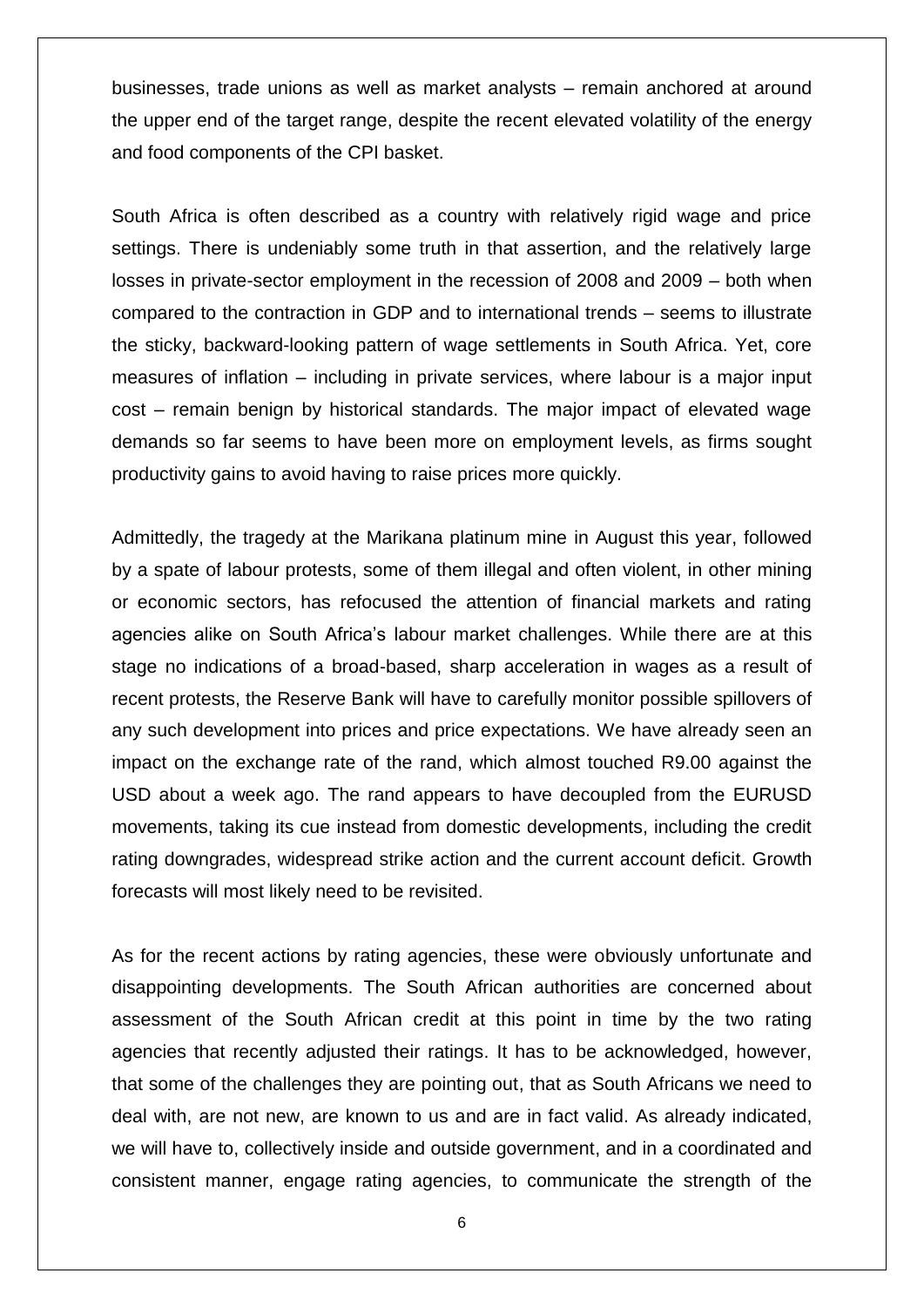businesses, trade unions as well as market analysts – remain anchored at around the upper end of the target range, despite the recent elevated volatility of the energy and food components of the CPI basket.

South Africa is often described as a country with relatively rigid wage and price settings. There is undeniably some truth in that assertion, and the relatively large losses in private-sector employment in the recession of 2008 and 2009 – both when compared to the contraction in GDP and to international trends – seems to illustrate the sticky, backward-looking pattern of wage settlements in South Africa. Yet, core measures of inflation – including in private services, where labour is a major input cost – remain benign by historical standards. The major impact of elevated wage demands so far seems to have been more on employment levels, as firms sought productivity gains to avoid having to raise prices more quickly.

Admittedly, the tragedy at the Marikana platinum mine in August this year, followed by a spate of labour protests, some of them illegal and often violent, in other mining or economic sectors, has refocused the attention of financial markets and rating agencies alike on South Africa's labour market challenges. While there are at this stage no indications of a broad-based, sharp acceleration in wages as a result of recent protests, the Reserve Bank will have to carefully monitor possible spillovers of any such development into prices and price expectations. We have already seen an impact on the exchange rate of the rand, which almost touched R9.00 against the USD about a week ago. The rand appears to have decoupled from the EURUSD movements, taking its cue instead from domestic developments, including the credit rating downgrades, widespread strike action and the current account deficit. Growth forecasts will most likely need to be revisited.

As for the recent actions by rating agencies, these were obviously unfortunate and disappointing developments. The South African authorities are concerned about assessment of the South African credit at this point in time by the two rating agencies that recently adjusted their ratings. It has to be acknowledged, however, that some of the challenges they are pointing out, that as South Africans we need to deal with, are not new, are known to us and are in fact valid. As already indicated, we will have to, collectively inside and outside government, and in a coordinated and consistent manner, engage rating agencies, to communicate the strength of the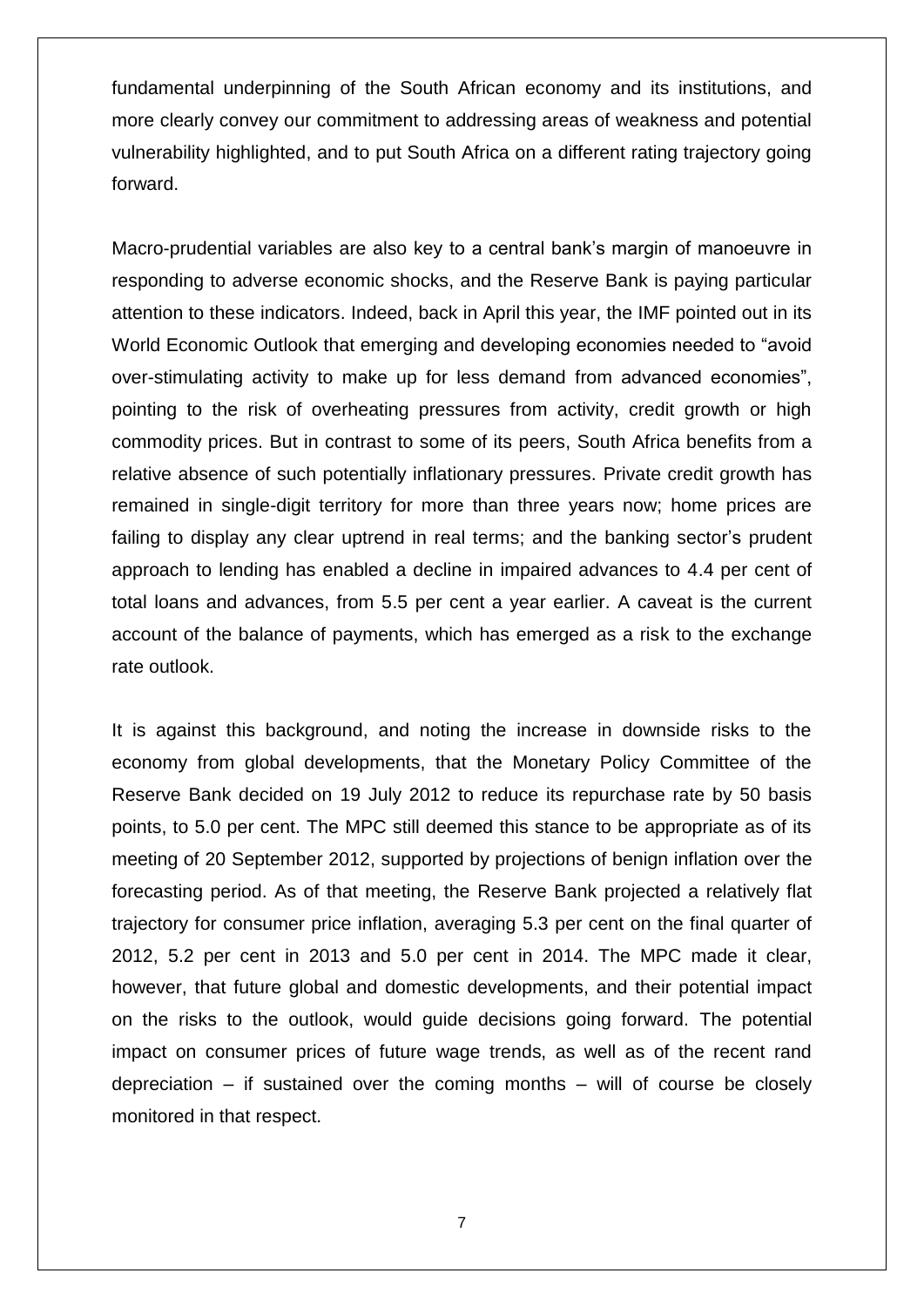fundamental underpinning of the South African economy and its institutions, and more clearly convey our commitment to addressing areas of weakness and potential vulnerability highlighted, and to put South Africa on a different rating trajectory going forward.

Macro-prudential variables are also key to a central bank's margin of manoeuvre in responding to adverse economic shocks, and the Reserve Bank is paying particular attention to these indicators. Indeed, back in April this year, the IMF pointed out in its World Economic Outlook that emerging and developing economies needed to "avoid over-stimulating activity to make up for less demand from advanced economies", pointing to the risk of overheating pressures from activity, credit growth or high commodity prices. But in contrast to some of its peers, South Africa benefits from a relative absence of such potentially inflationary pressures. Private credit growth has remained in single-digit territory for more than three years now; home prices are failing to display any clear uptrend in real terms; and the banking sector's prudent approach to lending has enabled a decline in impaired advances to 4.4 per cent of total loans and advances, from 5.5 per cent a year earlier. A caveat is the current account of the balance of payments, which has emerged as a risk to the exchange rate outlook.

It is against this background, and noting the increase in downside risks to the economy from global developments, that the Monetary Policy Committee of the Reserve Bank decided on 19 July 2012 to reduce its repurchase rate by 50 basis points, to 5.0 per cent. The MPC still deemed this stance to be appropriate as of its meeting of 20 September 2012, supported by projections of benign inflation over the forecasting period. As of that meeting, the Reserve Bank projected a relatively flat trajectory for consumer price inflation, averaging 5.3 per cent on the final quarter of 2012, 5.2 per cent in 2013 and 5.0 per cent in 2014. The MPC made it clear, however, that future global and domestic developments, and their potential impact on the risks to the outlook, would guide decisions going forward. The potential impact on consumer prices of future wage trends, as well as of the recent rand depreciation – if sustained over the coming months – will of course be closely monitored in that respect.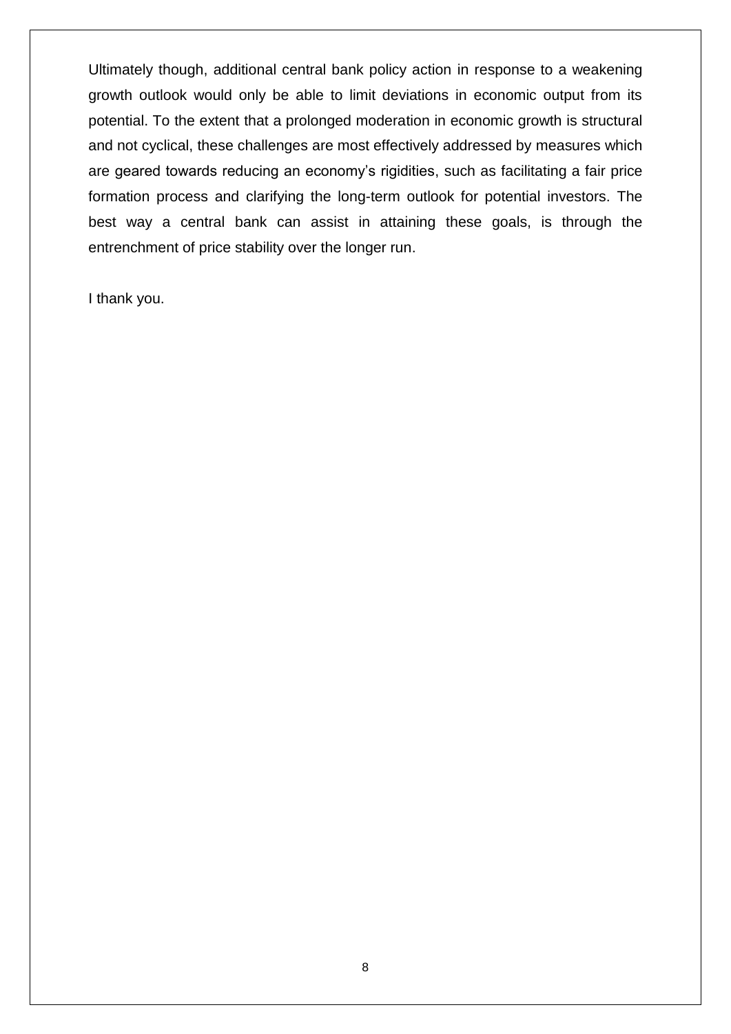Ultimately though, additional central bank policy action in response to a weakening growth outlook would only be able to limit deviations in economic output from its potential. To the extent that a prolonged moderation in economic growth is structural and not cyclical, these challenges are most effectively addressed by measures which are geared towards reducing an economy's rigidities, such as facilitating a fair price formation process and clarifying the long-term outlook for potential investors. The best way a central bank can assist in attaining these goals, is through the entrenchment of price stability over the longer run.

I thank you.